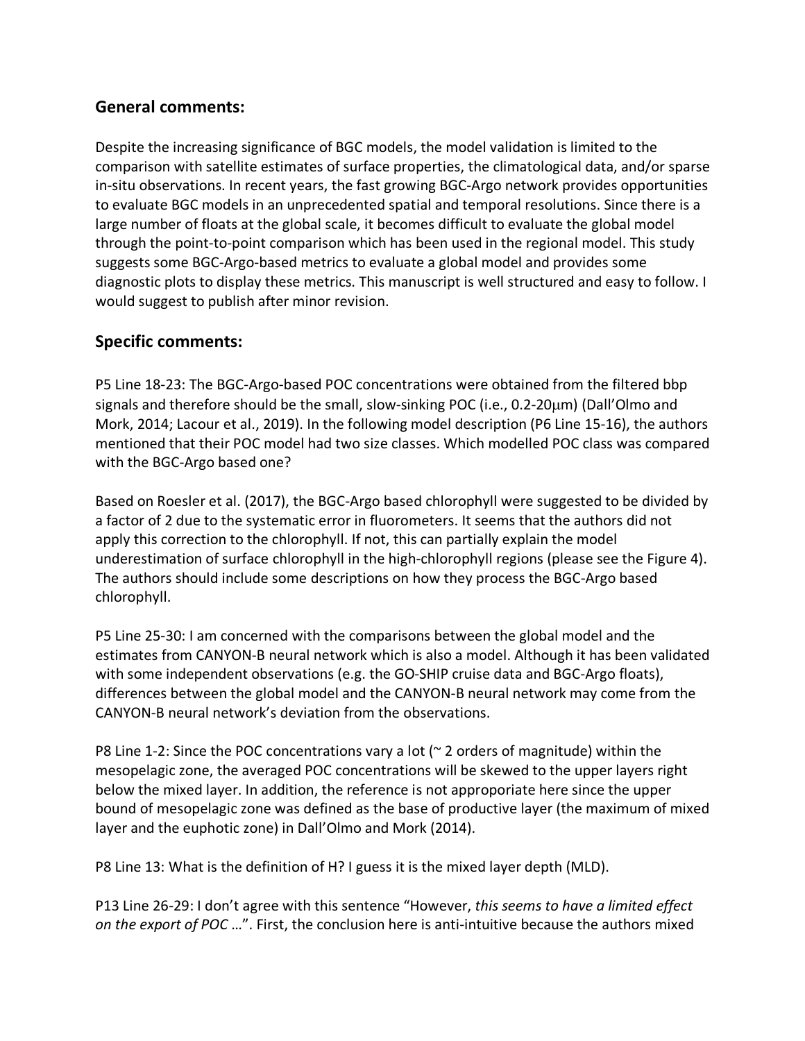## General comments:

Despite the increasing significance of BGC models, the model validation is limited to the comparison with satellite estimates of surface properties, the climatological data, and/or sparse in-situ observations. In recent years, the fast growing BGC-Argo network provides opportunities to evaluate BGC models in an unprecedented spatial and temporal resolutions. Since there is a large number of floats at the global scale, it becomes difficult to evaluate the global model through the point-to-point comparison which has been used in the regional model. This study suggests some BGC-Argo-based metrics to evaluate a global model and provides some diagnostic plots to display these metrics. This manuscript is well structured and easy to follow. I would suggest to publish after minor revision.

## Specific comments:

P5 Line 18-23: The BGC-Argo-based POC concentrations were obtained from the filtered bbp signals and therefore should be the small, slow-sinking POC (i.e., 0.2-20$\mu$m) (Dall'Olmo and Mork, 2014; Lacour et al., 2019). In the following model description (P6 Line 15-16), the authors mentioned that their POC model had two size classes. Which modelled POC class was compared with the BGC-Argo based one?

Based on Roesler et al. (2017), the BGC-Argo based chlorophyll were suggested to be divided by a factor of 2 due to the systematic error in fluorometers. It seems that the authors did not apply this correction to the chlorophyll. If not, this can partially explain the model underestimation of surface chlorophyll in the high-chlorophyll regions (please see the Figure 4). The authors should include some descriptions on how they process the BGC-Argo based chlorophyll.

P5 Line 25-30: I am concerned with the comparisons between the global model and the estimates from CANYON-B neural network which is also a model. Although it has been validated with some independent observations (e.g. the GO-SHIP cruise data and BGC-Argo floats), differences between the global model and the CANYON-B neural network may come from the CANYON-B neural network's deviation from the observations.

P8 Line 1-2: Since the POC concentrations vary a lot (~ 2 orders of magnitude) within the mesopelagic zone, the averaged POC concentrations will be skewed to the upper layers right below the mixed layer. In addition, the reference is not approporiate here since the upper bound of mesopelagic zone was defined as the base of productive layer (the maximum of mixed layer and the euphotic zone) in Dall'Olmo and Mork (2014).

P8 Line 13: What is the definition of H? I guess it is the mixed layer depth (MLD).

P13 Line 26-29: I don't agree with this sentence "However, *this seems to have a limited effect on the export of POC* …". First, the conclusion here is anti-intuitive because the authors mixed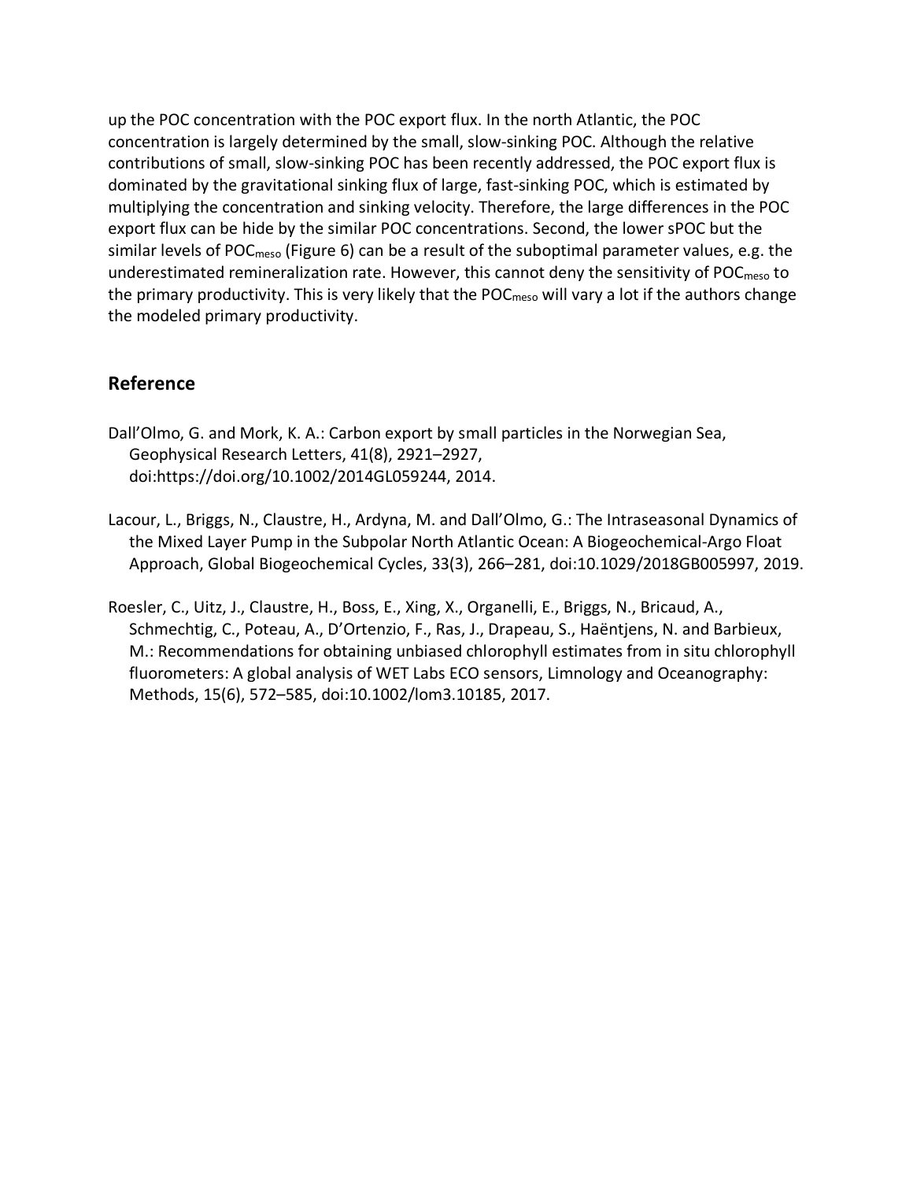up the POC concentration with the POC export flux. In the north Atlantic, the POC concentration is largely determined by the small, slow-sinking POC. Although the relative contributions of small, slow-sinking POC has been recently addressed, the POC export flux is dominated by the gravitational sinking flux of large, fast-sinking POC, which is estimated by multiplying the concentration and sinking velocity. Therefore, the large differences in the POC export flux can be hide by the similar POC concentrations. Second, the lower sPOC but the similar levels of $POC_{meso}$ (Figure 6) can be a result of the suboptimal parameter values, e.g. the underestimated remineralization rate. However, this cannot deny the sensitivity of $POC_{meso}$ to the primary productivity. This is very likely that the $POC_{meso}$ will vary a lot if the authors change the modeled primary productivity.

## Reference

Dall'Olmo, G. and Mork, K. A.: Carbon export by small particles in the Norwegian Sea, Geophysical Research Letters, 41(8), 2921–2927, doi:https://doi.org/10.1002/2014GL059244, 2014.

Lacour, L., Briggs, N., Claustre, H., Ardyna, M. and Dall'Olmo, G.: The Intraseasonal Dynamics of the Mixed Layer Pump in the Subpolar North Atlantic Ocean: A Biogeochemical-Argo Float Approach, Global Biogeochemical Cycles, 33(3), 266–281, doi:10.1029/2018GB005997, 2019.

Roesler, C., Uitz, J., Claustre, H., Boss, E., Xing, X., Organelli, E., Briggs, N., Bricaud, A., Schmechtig, C., Poteau, A., D'Ortenzio, F., Ras, J., Drapeau, S., Haëntjens, N. and Barbieux, M.: Recommendations for obtaining unbiased chlorophyll estimates from in situ chlorophyll fluorometers: A global analysis of WET Labs ECO sensors, Limnology and Oceanography: Methods, 15(6), 572–585, doi:10.1002/lom3.10185, 2017.